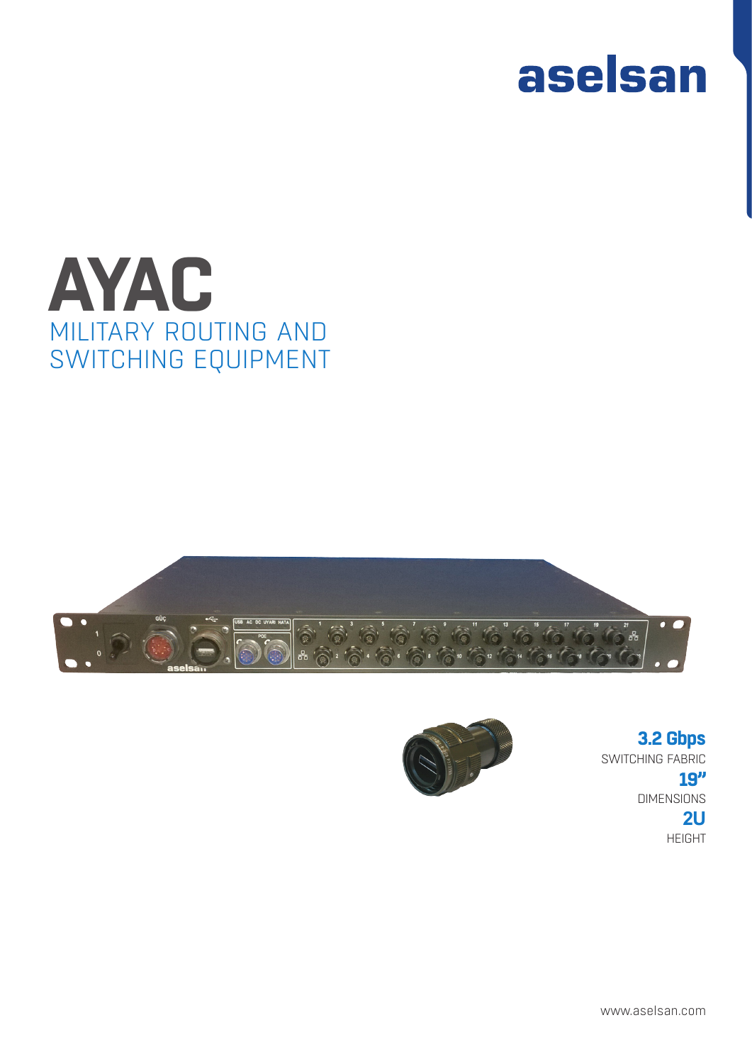aselsan

# AYAC

## MILITARY ROUTING AND SWITCHING EQUIPMENT

**3.2 Gbps**
SWITCHING FABRIC

**19”**
DIMENSIONS

**2U**
HEIGHT

www.aselsan.com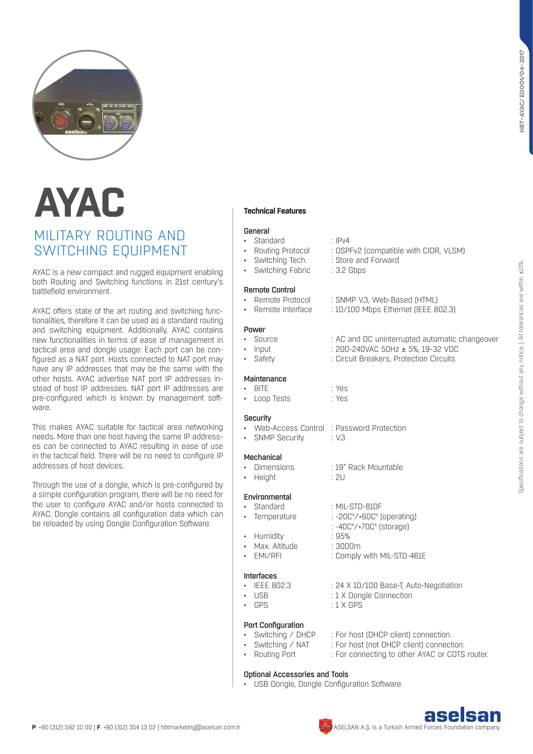# AYAC

## MILITARY ROUTING AND SWITCHING EQUIPMENT

AYAC is a new compact and rugged equipment enabling both Routing and Switching functions in 21st century's battlefield environment.

AYAC offers state of the art routing and switching functionalities, therefore it can be used as a standard routing and switching equipment. Additionally, AYAC contains new functionalities in terms of ease of management in tactical area and dongle usage: Each port can be configured as a NAT port. Hosts connected to NAT port may have any IP addresses that may be the same with the other hosts. AYAC advertise NAT port IP addresses instead of host IP addresses. NAT port IP addresses are pre-configured which is known by management software.

This makes AYAC suitable for tactical area networking needs. More than one host having the same IP addresses can be connected to AYAC resulting in ease of use in the tactical field. There will be no need to configure IP addresses of host devices.

Through the use of a dongle, which is pre-configured by a simple configuration program, there will be no need for the user to configure AYAC and/or hosts connected to AYAC. Dongle contains all configuration data which can be reloaded by using Dongle Configuration Software.

### Technical Features

**General**
- Standard : IPv4
- Routing Protocol : OSPFv2 (compatible with CIDR, VLSM)
- Switching Tech. : Store and Forward
- Switching Fabric : 3.2 Gbps

**Remote Control**
- Remote Protocol : SNMP V.3, Web-Based (HTML)
- Remote Interface : 10/100 Mbps Ethernet (IEEE 802.3)

**Power**
- Source : AC and DC uninterrupted automatic changeover
- Input : 200-240VAC 50Hz ± 5%, 19-32 VDC
- Safety : Circuit Breakers, Protection Circuits

**Maintenance**
- BITE : Yes
- Loop Tests : Yes

**Security**
- Web-Access Control : Password Protection
- SNMP Security : V.3

**Mechanical**
- Dimensions : 19" Rack Mountable
- Height : 2U

**Environmental**
- Standard : MIL-STD-810F
- Temperature : -20C°/+60C° (operating)
  : -40C°/+70C° (storage)
- Humidity : 95%
- Max. Altitude : 3000m
- EMI/RFI : Comply with MIL-STD-461E

**Interfaces**
- IEEE 802.3 : 24 X 10/100 Base-T, Auto-Negotiation
- USB : 1 X Dongle Connection
- GPS : 1 X GPS

**Port Configuration**
- Switching / DHCP : For host (DHCP client) connection.
- Switching / NAT : For host (not DHCP client) connection.
- Routing Port : For connecting to other AYAC or COTS router.

**Optional Accessories and Tools**
- USB Dongle, Dongle Configuration Software.

HBT-AYAC/ E0001/04-2017

Specifications are subject to change without any notice. | All tolerances are within ±10%.

**P**: +90 (312) 592 10 00 | **F**: +90 (312) 354 13 02 | hbtmarketing@aselsan.com.tr

aselsan

ASELSAN A.Ş. is a Turkish Armed Forces Foundation company.